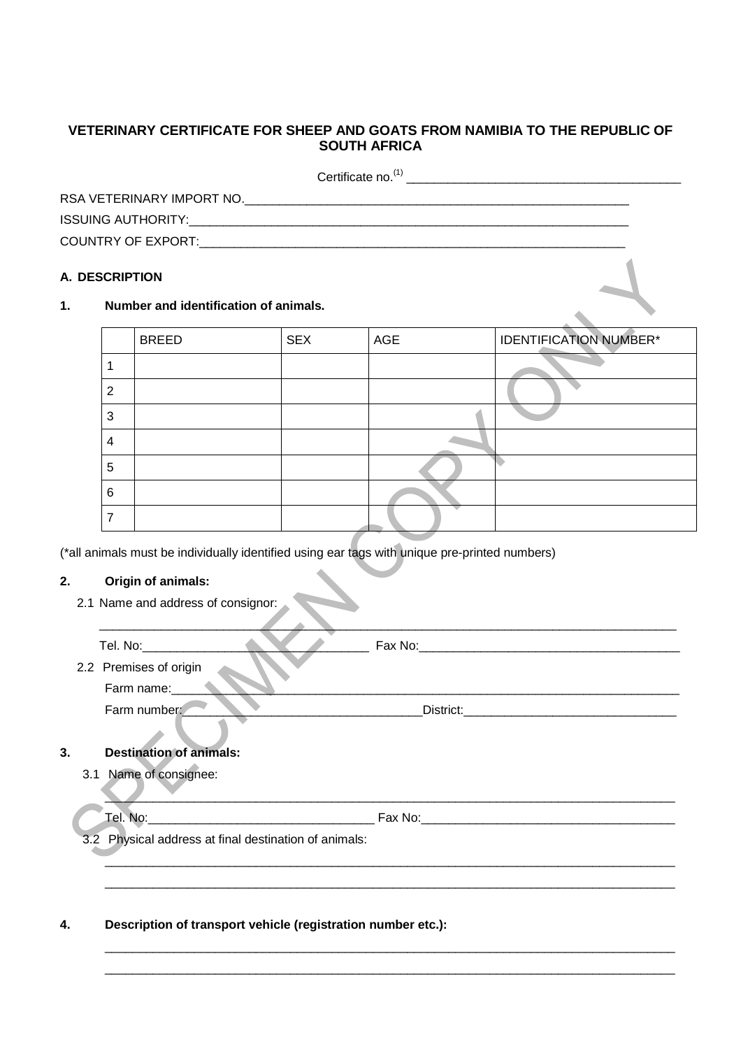# VETERINARY CERTIFICATE FOR SHEEP AND GOATS FROM NAMIBIA TO THE REPUBLIC OF SOUTH AFRICA

Certificate no.[1] ________________________________________

RSA VETERINARY IMPORT NO.____________________________________________________________

ISSUING AUTHORITY:____________________________________________________________________

COUNTRY OF EXPORT:___________________________________________________________________

## A. DESCRIPTION

### 1. Number and identification of animals.

| | BREED | SEX | AGE | IDENTIFICATION NUMBER* |
|---|---|---|---|---|
| 1 | | | | |
| 2 | | | | |
| 3 | | | | |
| 4 | | | | |
| 5 | | | | |
| 6 | | | | |
| 7 | | | | |

(*all animals must be individually identified using ear tags with unique pre-printed numbers)

### 2. Origin of animals:

2.1 Name and address of consignor:

_____________________________________________________________________________________

Tel. No:___________________________________ Fax No:_______________________________________

2.2 Premises of origin

Farm name:___________________________________________________________________________

Farm number:____________________________________District:________________________________

### 3. Destination of animals:

3.1 Name of consignee:

_____________________________________________________________________________________

Tel. No:_________________________________ Fax No:_______________________________________

3.2 Physical address at final destination of animals:

_____________________________________________________________________________________

_____________________________________________________________________________________

### 4. Description of transport vehicle (registration number etc.):

_____________________________________________________________________________________

_____________________________________________________________________________________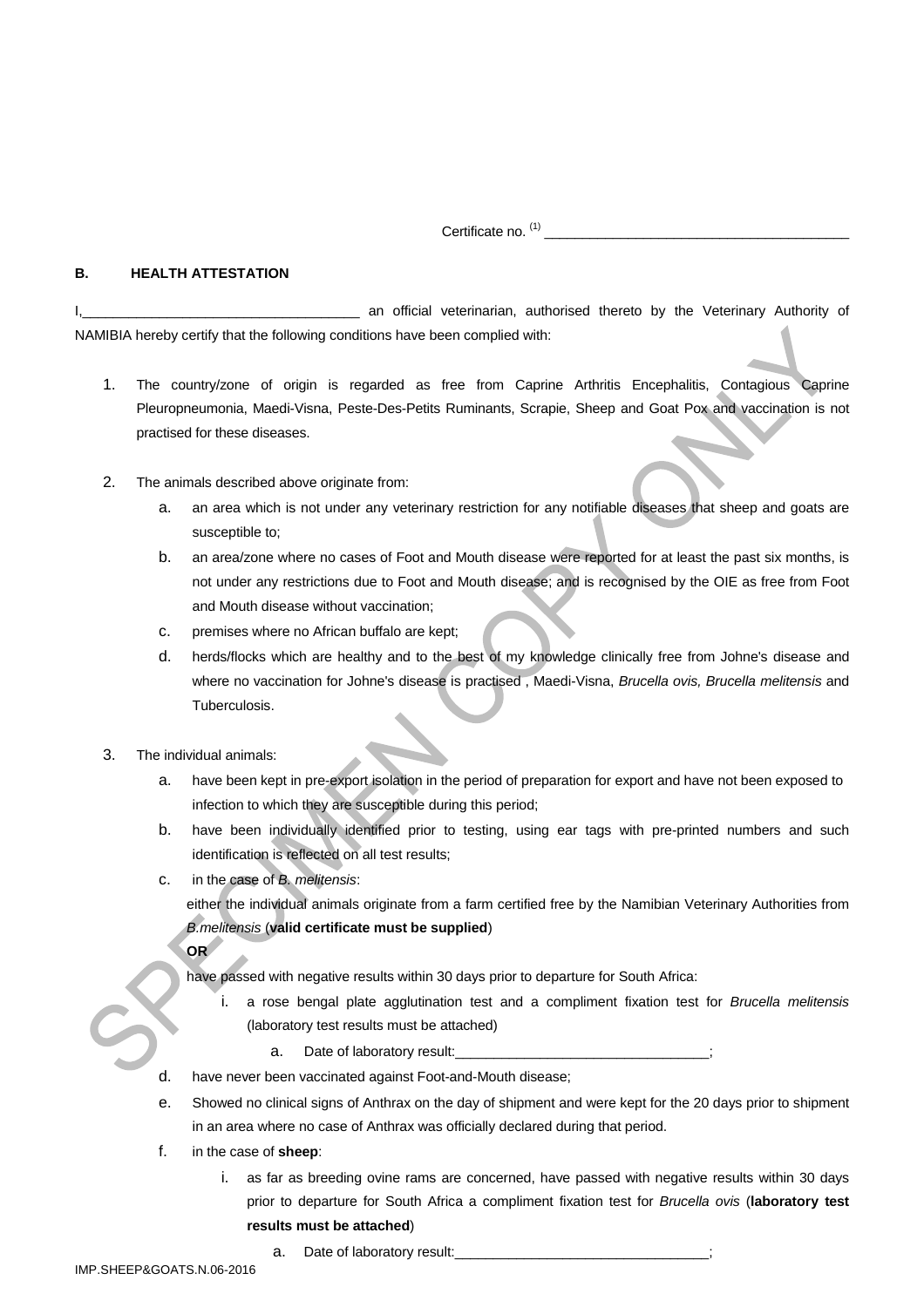Certificate no. [(1)] _______________________________________

## B. HEALTH ATTESTATION

I,___________________________________ an official veterinarian, authorised thereto by the Veterinary Authority of NAMIBIA hereby certify that the following conditions have been complied with:

1. The country/zone of origin is regarded as free from Caprine Arthritis Encephalitis, Contagious Caprine Pleuropneumonia, Maedi-Visna, Peste-Des-Petits Ruminants, Scrapie, Sheep and Goat Pox and vaccination is not practised for these diseases.

2. The animals described above originate from:
   a. an area which is not under any veterinary restriction for any notifiable diseases that sheep and goats are susceptible to;
   b. an area/zone where no cases of Foot and Mouth disease were reported for at least the past six months, is not under any restrictions due to Foot and Mouth disease; and is recognised by the OIE as free from Foot and Mouth disease without vaccination;
   c. premises where no African buffalo are kept;
   d. herds/flocks which are healthy and to the best of my knowledge clinically free from Johne's disease and where no vaccination for Johne's disease is practised , Maedi-Visna, *Brucella ovis, Brucella melitensis* and Tuberculosis.

3. The individual animals:
   a. have been kept in pre-export isolation in the period of preparation for export and have not been exposed to infection to which they are susceptible during this period;
   b. have been individually identified prior to testing, using ear tags with pre-printed numbers and such identification is reflected on all test results;
   c. in the case of *B. melitensis*:

      either the individual animals originate from a farm certified free by the Namibian Veterinary Authorities from *B.melitensis* (**valid certificate must be supplied**)

      **OR**

      have passed with negative results within 30 days prior to departure for South Africa:
      i. a rose bengal plate agglutination test and a compliment fixation test for *Brucella melitensis* (laboratory test results must be attached)
         a. Date of laboratory result:_________________________________;
   d. have never been vaccinated against Foot-and-Mouth disease;
   e. Showed no clinical signs of Anthrax on the day of shipment and were kept for the 20 days prior to shipment in an area where no case of Anthrax was officially declared during that period.
   f. in the case of **sheep**:
      i. as far as breeding ovine rams are concerned, have passed with negative results within 30 days prior to departure for South Africa a compliment fixation test for *Brucella ovis* (**laboratory test results must be attached**)
         a. Date of laboratory result:_________________________________;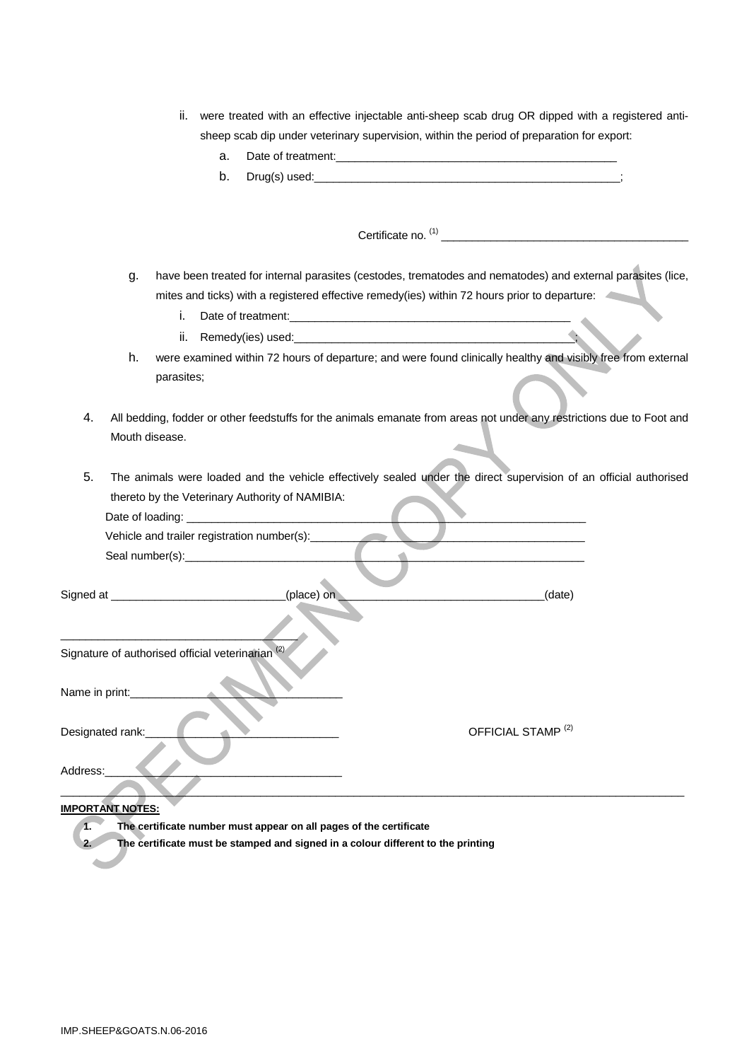ii. were treated with an effective injectable anti-sheep scab drug OR dipped with a registered anti-sheep scab dip under veterinary supervision, within the period of preparation for export:

      a. Date of treatment:_______________________________________________

      b. Drug(s) used:___________________________________________________;

Certificate no. [(1)] _______________________________________

g. have been treated for internal parasites (cestodes, trematodes and nematodes) and external parasites (lice, mites and ticks) with a registered effective remedy(ies) within 72 hours prior to departure:

   i. Date of treatment:_______________________________________________

   ii. Remedy(ies) used:______________________________________________;

h. were examined within 72 hours of departure; and were found clinically healthy and visibly free from external parasites;

4. All bedding, fodder or other feedstuffs for the animals emanate from areas not under any restrictions due to Foot and Mouth disease.

5. The animals were loaded and the vehicle effectively sealed under the direct supervision of an official authorised thereto by the Veterinary Authority of NAMIBIA:

   Date of loading: ____________________________________________________________

   Vehicle and trailer registration number(s):______________________________________

   Seal number(s):_____________________________________________________________

Signed at ___________________________(place) on _________________________________(date)

_____________________________________

Signature of authorised official veterinarian [(2)]

Name in print:_______________________________

Designated rank:_____________________________ OFFICIAL STAMP [(2)]

Address:____________________________________

---

**IMPORTANT NOTES:**

1. **The certificate number must appear on all pages of the certificate**
2. **The certificate must be stamped and signed in a colour different to the printing**

SPECIMEN COPY ONLY

IMP.SHEEP&GOATS.N.06-2016